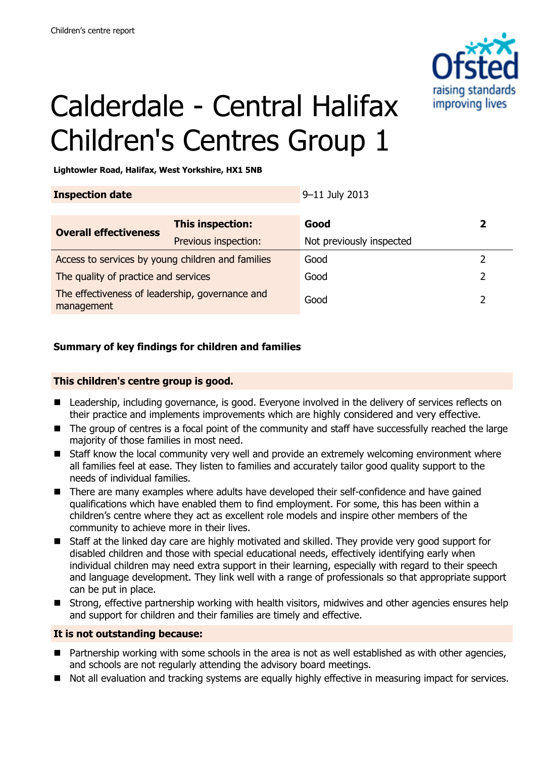# Calderdale - Central Halifax Children's Centres Group 1

**Lightowler Road, Halifax, West Yorkshire, HX1 5NB**

| | | | |
|---|---|---|---|
| **Inspection date** | | 9–11 July 2013 | |
| **Overall effectiveness** | **This inspection:** | **Good** | **2** |
| | Previous inspection: | Not previously inspected | |
| Access to services by young children and families | | Good | 2 |
| The quality of practice and services | | Good | 2 |
| The effectiveness of leadership, governance and management | | Good | 2 |

### Summary of key findings for children and families

**This children's centre group is good.**

- Leadership, including governance, is good. Everyone involved in the delivery of services reflects on their practice and implements improvements which are highly considered and very effective.
- The group of centres is a focal point of the community and staff have successfully reached the large majority of those families in most need.
- Staff know the local community very well and provide an extremely welcoming environment where all families feel at ease. They listen to families and accurately tailor good quality support to the needs of individual families.
- There are many examples where adults have developed their self-confidence and have gained qualifications which have enabled them to find employment. For some, this has been within a children's centre where they act as excellent role models and inspire other members of the community to achieve more in their lives.
- Staff at the linked day care are highly motivated and skilled. They provide very good support for disabled children and those with special educational needs, effectively identifying early when individual children may need extra support in their learning, especially with regard to their speech and language development. They link well with a range of professionals so that appropriate support can be put in place.
- Strong, effective partnership working with health visitors, midwives and other agencies ensures help and support for children and their families are timely and effective.

**It is not outstanding because:**

- Partnership working with some schools in the area is not as well established as with other agencies, and schools are not regularly attending the advisory board meetings.
- Not all evaluation and tracking systems are equally highly effective in measuring impact for services.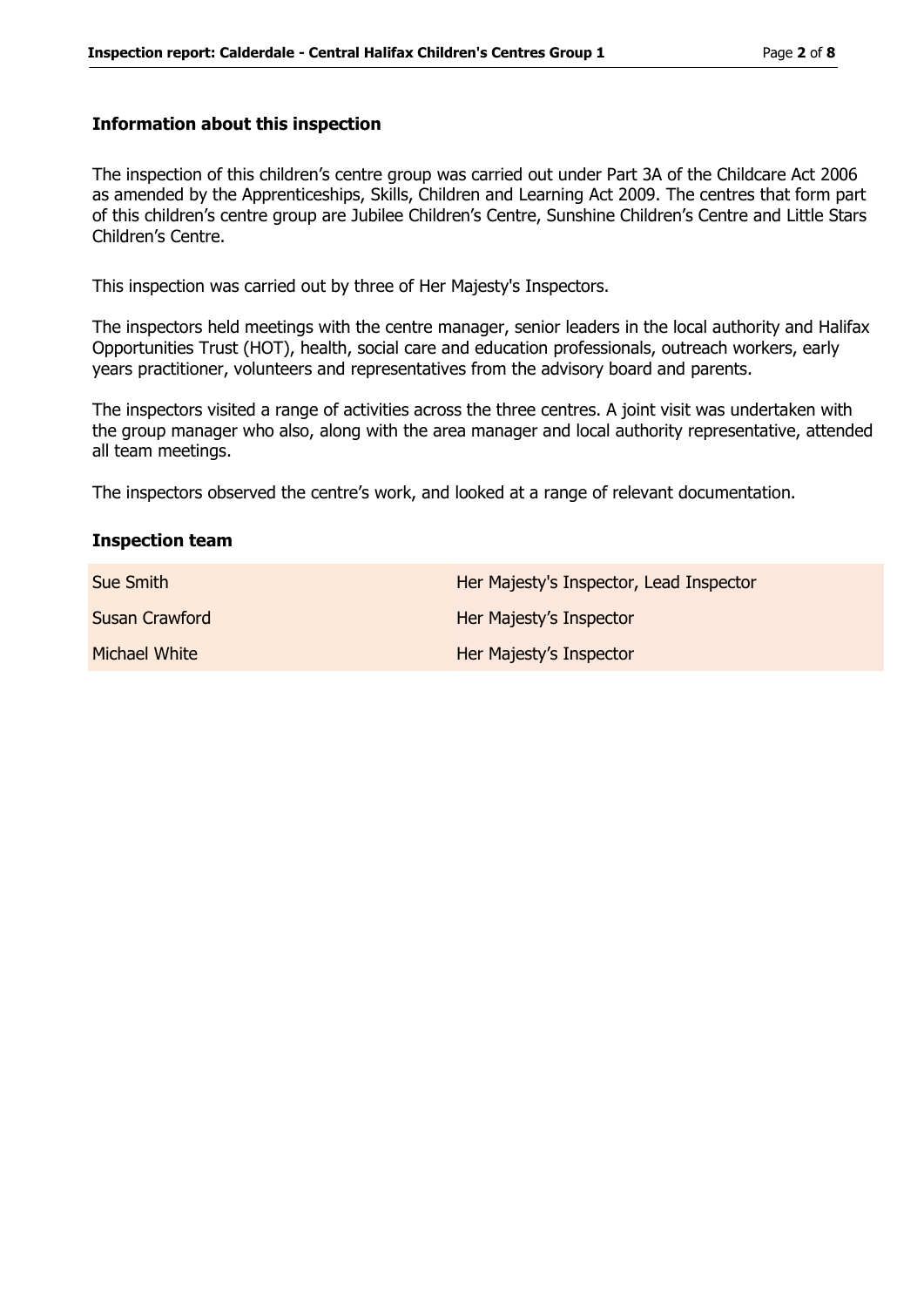## Information about this inspection

The inspection of this children's centre group was carried out under Part 3A of the Childcare Act 2006 as amended by the Apprenticeships, Skills, Children and Learning Act 2009. The centres that form part of this children's centre group are Jubilee Children's Centre, Sunshine Children's Centre and Little Stars Children's Centre.

This inspection was carried out by three of Her Majesty's Inspectors.

The inspectors held meetings with the centre manager, senior leaders in the local authority and Halifax Opportunities Trust (HOT), health, social care and education professionals, outreach workers, early years practitioner, volunteers and representatives from the advisory board and parents.

The inspectors visited a range of activities across the three centres. A joint visit was undertaken with the group manager who also, along with the area manager and local authority representative, attended all team meetings.

The inspectors observed the centre's work, and looked at a range of relevant documentation.

## Inspection team

| | |
|---|---|
| Sue Smith | Her Majesty's Inspector, Lead Inspector |
| Susan Crawford | Her Majesty's Inspector |
| Michael White | Her Majesty's Inspector |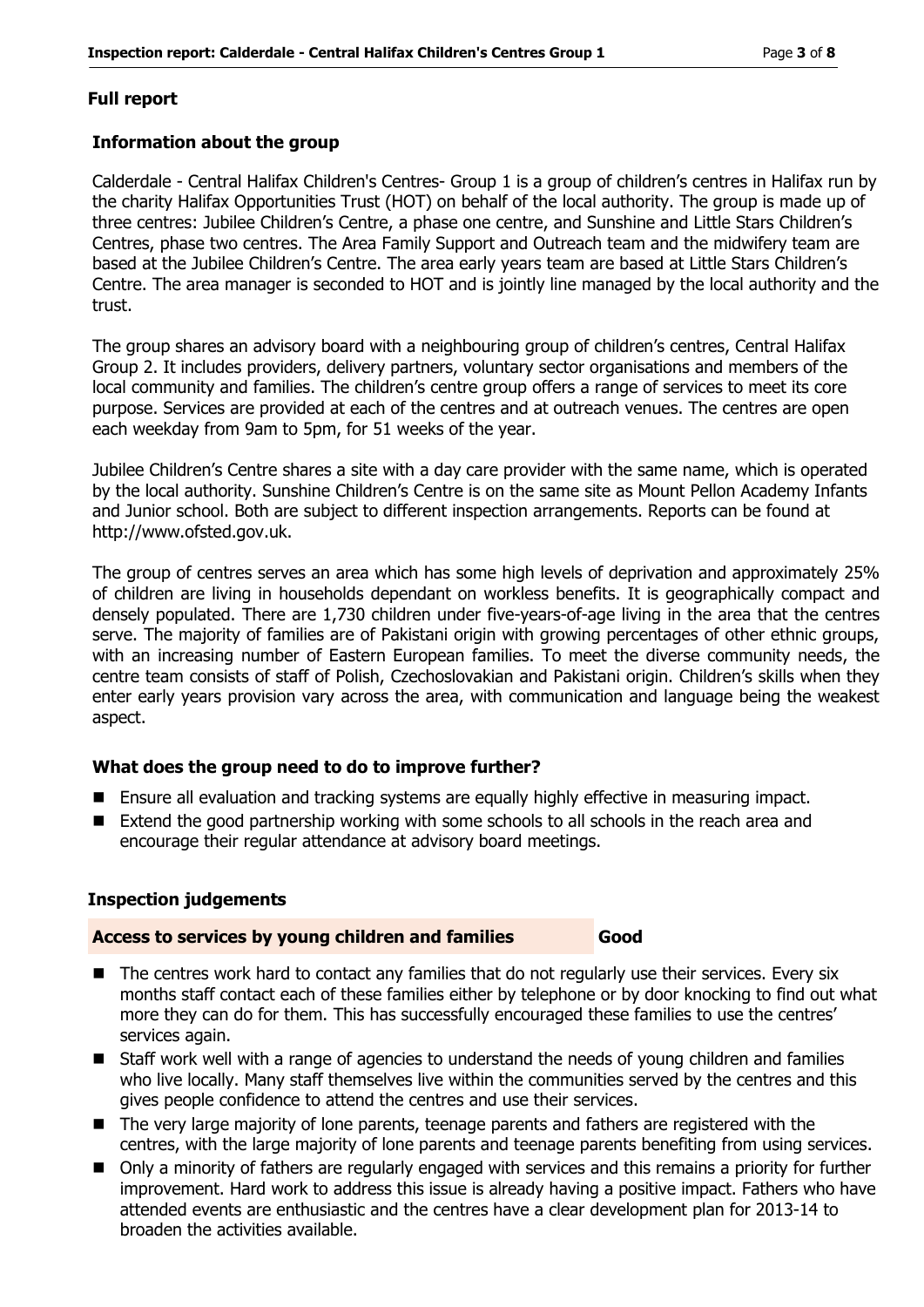## Full report

### Information about the group

Calderdale - Central Halifax Children's Centres- Group 1 is a group of children's centres in Halifax run by the charity Halifax Opportunities Trust (HOT) on behalf of the local authority. The group is made up of three centres: Jubilee Children's Centre, a phase one centre, and Sunshine and Little Stars Children's Centres, phase two centres. The Area Family Support and Outreach team and the midwifery team are based at the Jubilee Children's Centre. The area early years team are based at Little Stars Children's Centre. The area manager is seconded to HOT and is jointly line managed by the local authority and the trust.

The group shares an advisory board with a neighbouring group of children's centres, Central Halifax Group 2. It includes providers, delivery partners, voluntary sector organisations and members of the local community and families. The children's centre group offers a range of services to meet its core purpose. Services are provided at each of the centres and at outreach venues. The centres are open each weekday from 9am to 5pm, for 51 weeks of the year.

Jubilee Children's Centre shares a site with a day care provider with the same name, which is operated by the local authority. Sunshine Children's Centre is on the same site as Mount Pellon Academy Infants and Junior school. Both are subject to different inspection arrangements. Reports can be found at http://www.ofsted.gov.uk.

The group of centres serves an area which has some high levels of deprivation and approximately 25% of children are living in households dependant on workless benefits. It is geographically compact and densely populated. There are 1,730 children under five-years-of-age living in the area that the centres serve. The majority of families are of Pakistani origin with growing percentages of other ethnic groups, with an increasing number of Eastern European families. To meet the diverse community needs, the centre team consists of staff of Polish, Czechoslovakian and Pakistani origin. Children's skills when they enter early years provision vary across the area, with communication and language being the weakest aspect.

### What does the group need to do to improve further?

- Ensure all evaluation and tracking systems are equally highly effective in measuring impact.
- Extend the good partnership working with some schools to all schools in the reach area and encourage their regular attendance at advisory board meetings.

### Inspection judgements

**Access to services by young children and families** **Good**

- The centres work hard to contact any families that do not regularly use their services. Every six months staff contact each of these families either by telephone or by door knocking to find out what more they can do for them. This has successfully encouraged these families to use the centres' services again.
- Staff work well with a range of agencies to understand the needs of young children and families who live locally. Many staff themselves live within the communities served by the centres and this gives people confidence to attend the centres and use their services.
- The very large majority of lone parents, teenage parents and fathers are registered with the centres, with the large majority of lone parents and teenage parents benefiting from using services.
- Only a minority of fathers are regularly engaged with services and this remains a priority for further improvement. Hard work to address this issue is already having a positive impact. Fathers who have attended events are enthusiastic and the centres have a clear development plan for 2013-14 to broaden the activities available.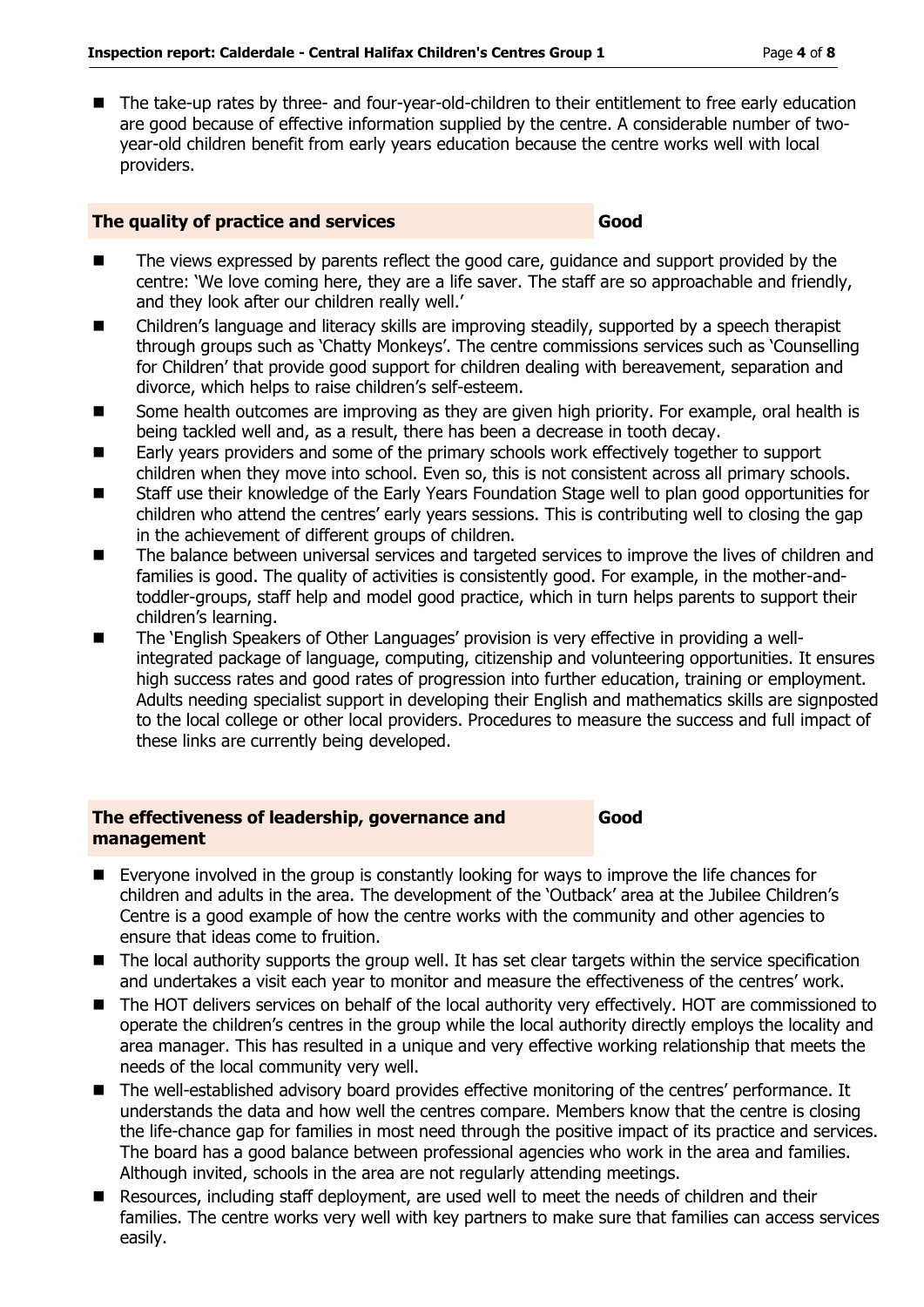- The take-up rates by three- and four-year-old-children to their entitlement to free early education are good because of effective information supplied by the centre. A considerable number of two-year-old children benefit from early years education because the centre works well with local providers.

## The quality of practice and services — Good

- The views expressed by parents reflect the good care, guidance and support provided by the centre: 'We love coming here, they are a life saver. The staff are so approachable and friendly, and they look after our children really well.'
- Children's language and literacy skills are improving steadily, supported by a speech therapist through groups such as 'Chatty Monkeys'. The centre commissions services such as 'Counselling for Children' that provide good support for children dealing with bereavement, separation and divorce, which helps to raise children's self-esteem.
- Some health outcomes are improving as they are given high priority. For example, oral health is being tackled well and, as a result, there has been a decrease in tooth decay.
- Early years providers and some of the primary schools work effectively together to support children when they move into school. Even so, this is not consistent across all primary schools.
- Staff use their knowledge of the Early Years Foundation Stage well to plan good opportunities for children who attend the centres' early years sessions. This is contributing well to closing the gap in the achievement of different groups of children.
- The balance between universal services and targeted services to improve the lives of children and families is good. The quality of activities is consistently good. For example, in the mother-and-toddler-groups, staff help and model good practice, which in turn helps parents to support their children's learning.
- The 'English Speakers of Other Languages' provision is very effective in providing a well-integrated package of language, computing, citizenship and volunteering opportunities. It ensures high success rates and good rates of progression into further education, training or employment. Adults needing specialist support in developing their English and mathematics skills are signposted to the local college or other local providers. Procedures to measure the success and full impact of these links are currently being developed.

## The effectiveness of leadership, governance and management — Good

- Everyone involved in the group is constantly looking for ways to improve the life chances for children and adults in the area. The development of the 'Outback' area at the Jubilee Children's Centre is a good example of how the centre works with the community and other agencies to ensure that ideas come to fruition.
- The local authority supports the group well. It has set clear targets within the service specification and undertakes a visit each year to monitor and measure the effectiveness of the centres' work.
- The HOT delivers services on behalf of the local authority very effectively. HOT are commissioned to operate the children's centres in the group while the local authority directly employs the locality and area manager. This has resulted in a unique and very effective working relationship that meets the needs of the local community very well.
- The well-established advisory board provides effective monitoring of the centres' performance. It understands the data and how well the centres compare. Members know that the centre is closing the life-chance gap for families in most need through the positive impact of its practice and services. The board has a good balance between professional agencies who work in the area and families. Although invited, schools in the area are not regularly attending meetings.
- Resources, including staff deployment, are used well to meet the needs of children and their families. The centre works very well with key partners to make sure that families can access services easily.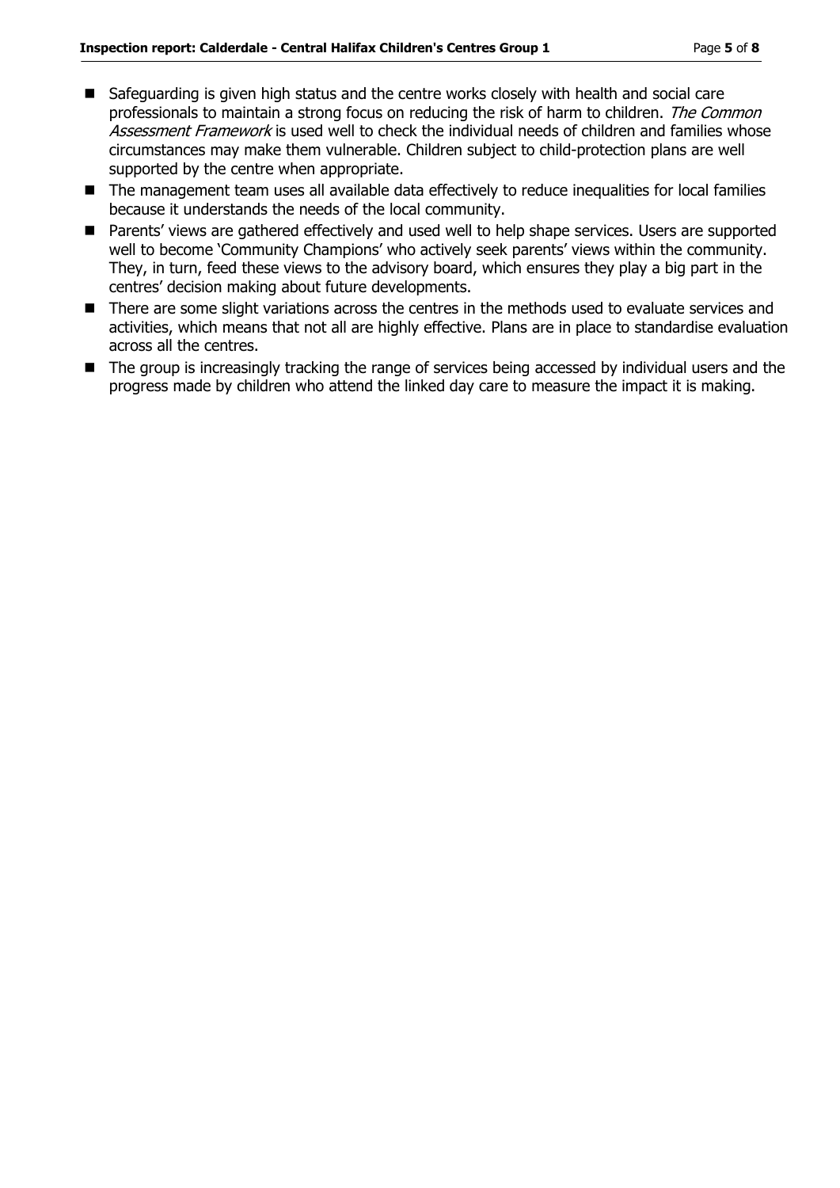- Safeguarding is given high status and the centre works closely with health and social care professionals to maintain a strong focus on reducing the risk of harm to children. *The Common Assessment Framework* is used well to check the individual needs of children and families whose circumstances may make them vulnerable. Children subject to child-protection plans are well supported by the centre when appropriate.
- The management team uses all available data effectively to reduce inequalities for local families because it understands the needs of the local community.
- Parents' views are gathered effectively and used well to help shape services. Users are supported well to become 'Community Champions' who actively seek parents' views within the community. They, in turn, feed these views to the advisory board, which ensures they play a big part in the centres' decision making about future developments.
- There are some slight variations across the centres in the methods used to evaluate services and activities, which means that not all are highly effective. Plans are in place to standardise evaluation across all the centres.
- The group is increasingly tracking the range of services being accessed by individual users and the progress made by children who attend the linked day care to measure the impact it is making.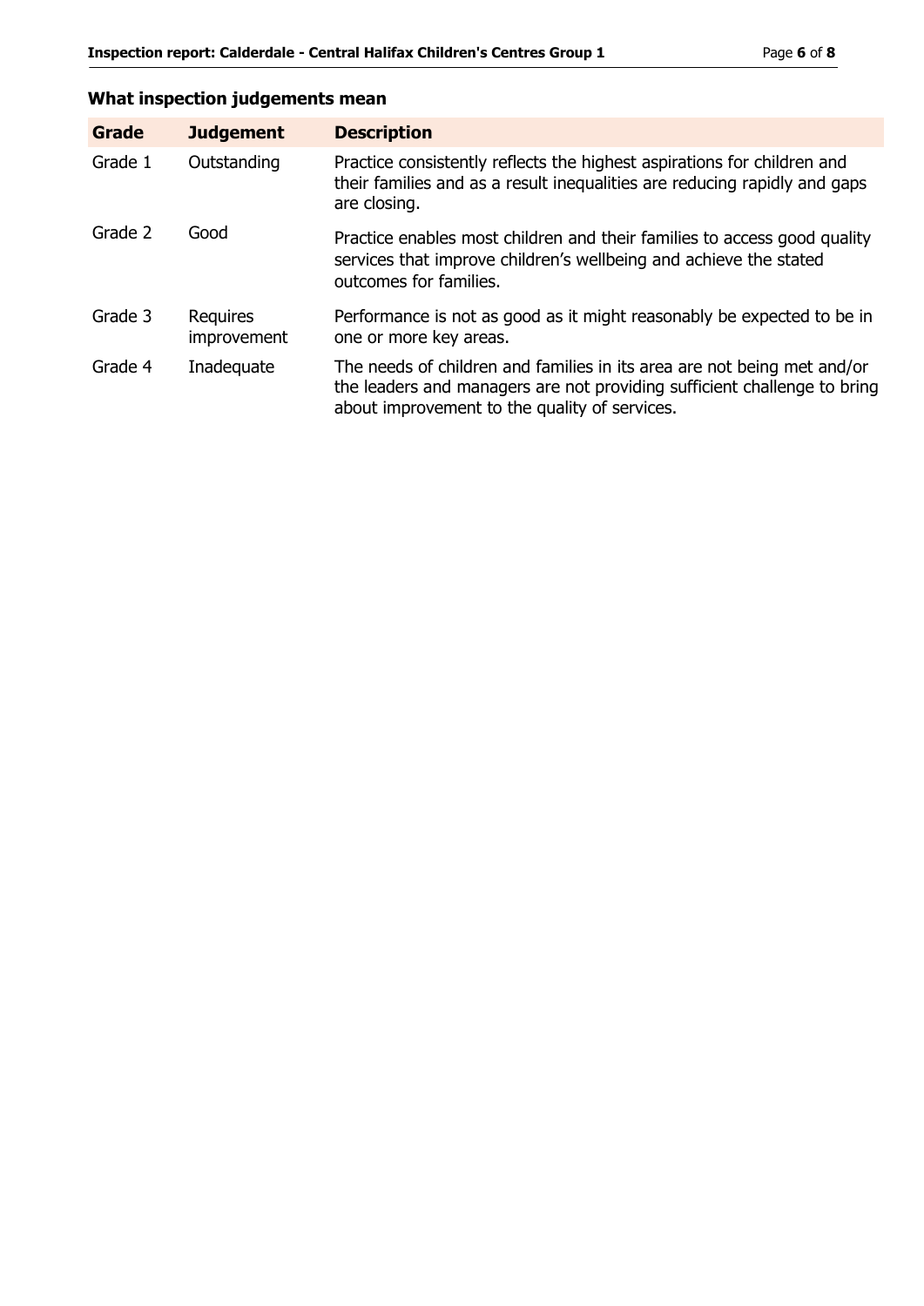## What inspection judgements mean

| Grade | Judgement | Description |
|---|---|---|
| Grade 1 | Outstanding | Practice consistently reflects the highest aspirations for children and their families and as a result inequalities are reducing rapidly and gaps are closing. |
| Grade 2 | Good | Practice enables most children and their families to access good quality services that improve children's wellbeing and achieve the stated outcomes for families. |
| Grade 3 | Requires improvement | Performance is not as good as it might reasonably be expected to be in one or more key areas. |
| Grade 4 | Inadequate | The needs of children and families in its area are not being met and/or the leaders and managers are not providing sufficient challenge to bring about improvement to the quality of services. |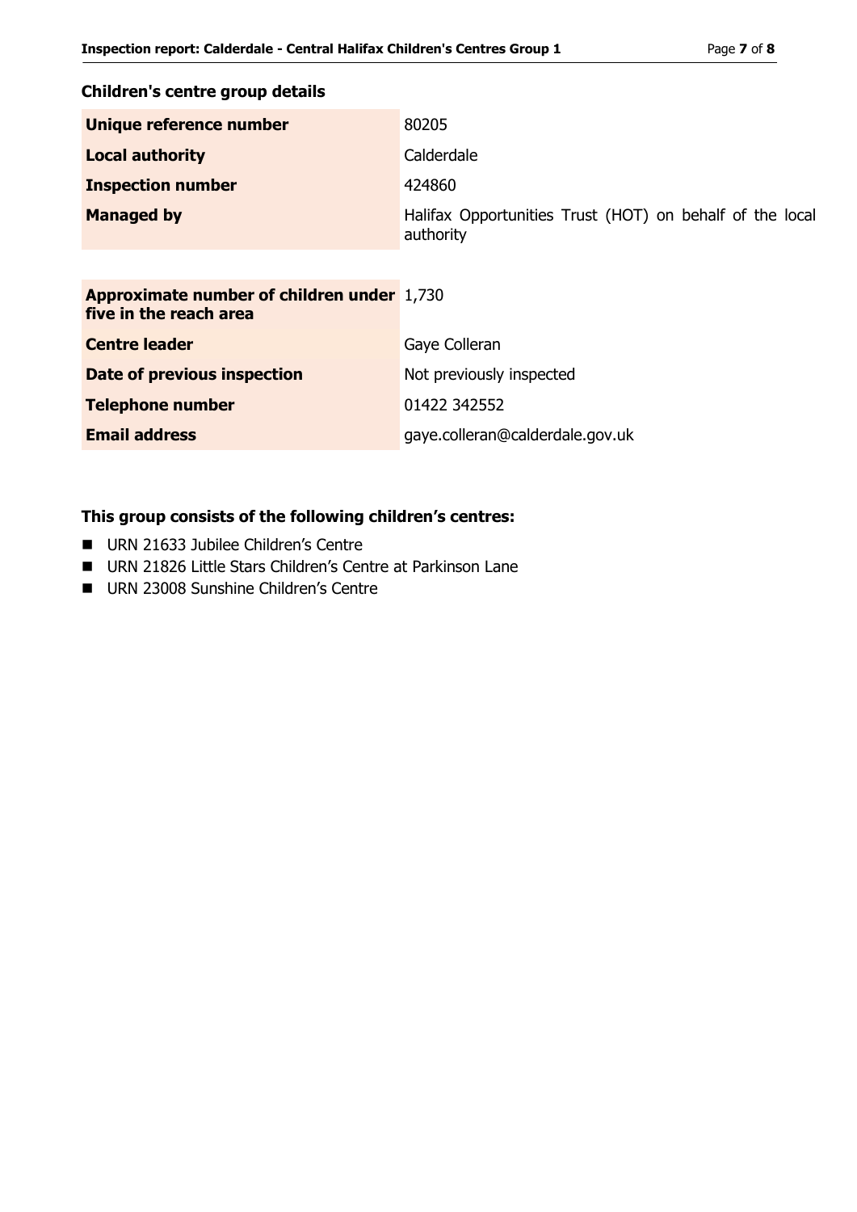## Children's centre group details

| | |
|---|---|
| **Unique reference number** | 80205 |
| **Local authority** | Calderdale |
| **Inspection number** | 424860 |
| **Managed by** | Halifax Opportunities Trust (HOT) on behalf of the local authority |

| | |
|---|---|
| **Approximate number of children under five in the reach area** | 1,730 |
| **Centre leader** | Gaye Colleran |
| **Date of previous inspection** | Not previously inspected |
| **Telephone number** | 01422 342552 |
| **Email address** | gaye.colleran@calderdale.gov.uk |

**This group consists of the following children's centres:**

- URN 21633 Jubilee Children's Centre
- URN 21826 Little Stars Children's Centre at Parkinson Lane
- URN 23008 Sunshine Children's Centre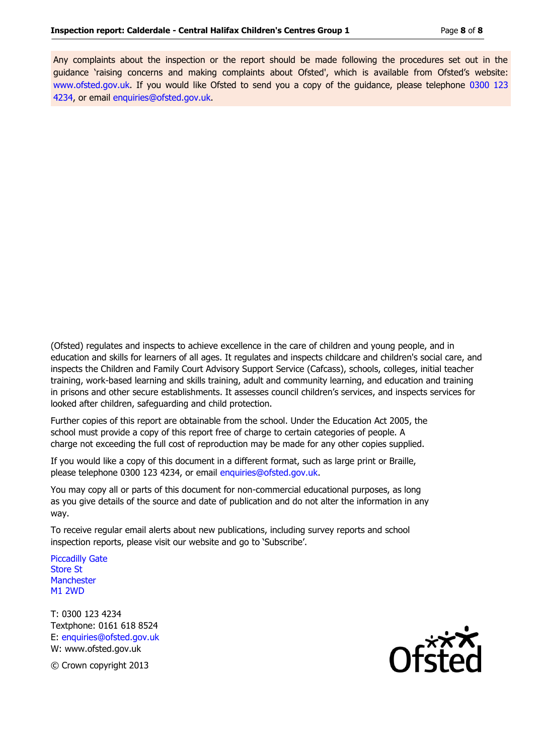Any complaints about the inspection or the report should be made following the procedures set out in the guidance 'raising concerns and making complaints about Ofsted', which is available from Ofsted's website: www.ofsted.gov.uk. If you would like Ofsted to send you a copy of the guidance, please telephone 0300 123 4234, or email enquiries@ofsted.gov.uk.

(Ofsted) regulates and inspects to achieve excellence in the care of children and young people, and in education and skills for learners of all ages. It regulates and inspects childcare and children's social care, and inspects the Children and Family Court Advisory Support Service (Cafcass), schools, colleges, initial teacher training, work-based learning and skills training, adult and community learning, and education and training in prisons and other secure establishments. It assesses council children's services, and inspects services for looked after children, safeguarding and child protection.

Further copies of this report are obtainable from the school. Under the Education Act 2005, the school must provide a copy of this report free of charge to certain categories of people. A charge not exceeding the full cost of reproduction may be made for any other copies supplied.

If you would like a copy of this document in a different format, such as large print or Braille, please telephone 0300 123 4234, or email enquiries@ofsted.gov.uk.

You may copy all or parts of this document for non-commercial educational purposes, as long as you give details of the source and date of publication and do not alter the information in any way.

To receive regular email alerts about new publications, including survey reports and school inspection reports, please visit our website and go to 'Subscribe'.

Piccadilly Gate
Store St
Manchester
M1 2WD

T: 0300 123 4234
Textphone: 0161 618 8524
E: enquiries@ofsted.gov.uk
W: www.ofsted.gov.uk

© Crown copyright 2013

Ofsted